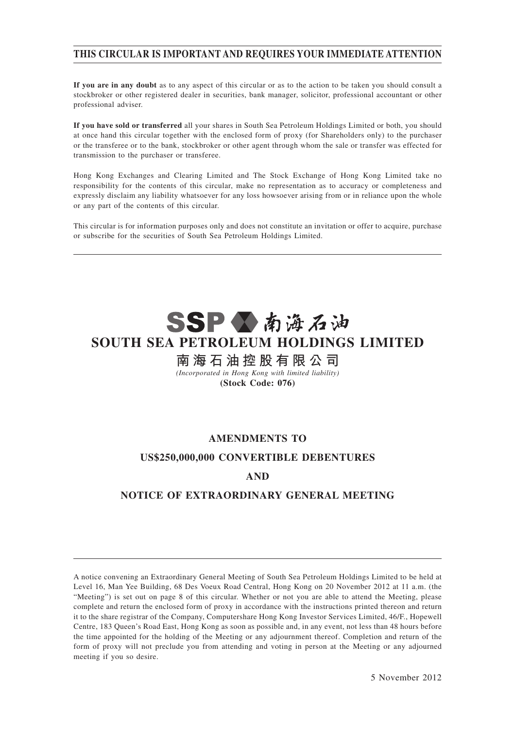**THIS CIRCULAR IS IMPORTANT AND REQUIRES YOUR IMMEDIATE ATTENTION**

**If you are in any doubt** as to any aspect of this circular or as to the action to be taken you should consult a stockbroker or other registered dealer in securities, bank manager, solicitor, professional accountant or other professional adviser.

**If you have sold or transferred** all your shares in South Sea Petroleum Holdings Limited or both, you should at once hand this circular together with the enclosed form of proxy (for Shareholders only) to the purchaser or the transferee or to the bank, stockbroker or other agent through whom the sale or transfer was effected for transmission to the purchaser or transferee.

Hong Kong Exchanges and Clearing Limited and The Stock Exchange of Hong Kong Limited take no responsibility for the contents of this circular, make no representation as to accuracy or completeness and expressly disclaim any liability whatsoever for any loss howsoever arising from or in reliance upon the whole or any part of the contents of this circular.

This circular is for information purposes only and does not constitute an invitation or offer to acquire, purchase or subscribe for the securities of South Sea Petroleum Holdings Limited.

SSP 南海石油

# SOUTH SEA PETROLEUM HOLDINGS LIMITED

# 南海石油控股有限公司

*(Incorporated in Hong Kong with limited liability)*

**(Stock Code: 076)**

## AMENDMENTS TO
## US$250,000,000 CONVERTIBLE DEBENTURES
## AND
## NOTICE OF EXTRAORDINARY GENERAL MEETING

A notice convening an Extraordinary General Meeting of South Sea Petroleum Holdings Limited to be held at Level 16, Man Yee Building, 68 Des Voeux Road Central, Hong Kong on 20 November 2012 at 11 a.m. (the "Meeting") is set out on page 8 of this circular. Whether or not you are able to attend the Meeting, please complete and return the enclosed form of proxy in accordance with the instructions printed thereon and return it to the share registrar of the Company, Computershare Hong Kong Investor Services Limited, 46/F., Hopewell Centre, 183 Queen's Road East, Hong Kong as soon as possible and, in any event, not less than 48 hours before the time appointed for the holding of the Meeting or any adjournment thereof. Completion and return of the form of proxy will not preclude you from attending and voting in person at the Meeting or any adjourned meeting if you so desire.

5 November 2012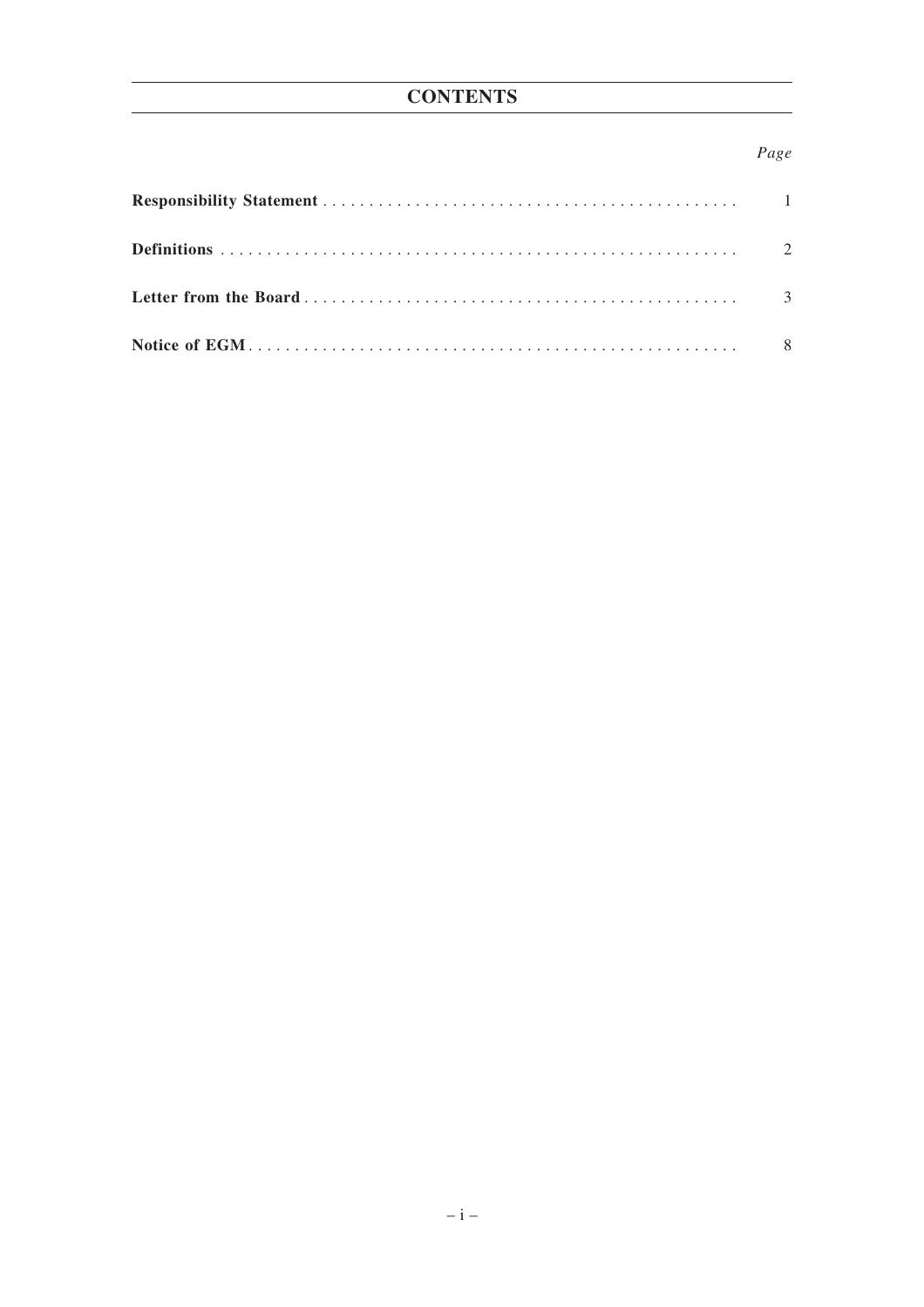# CONTENTS

| | *Page* |
|---|---|
| **Responsibility Statement** | 1 |
| **Definitions** | 2 |
| **Letter from the Board** | 3 |
| **Notice of EGM** | 8 |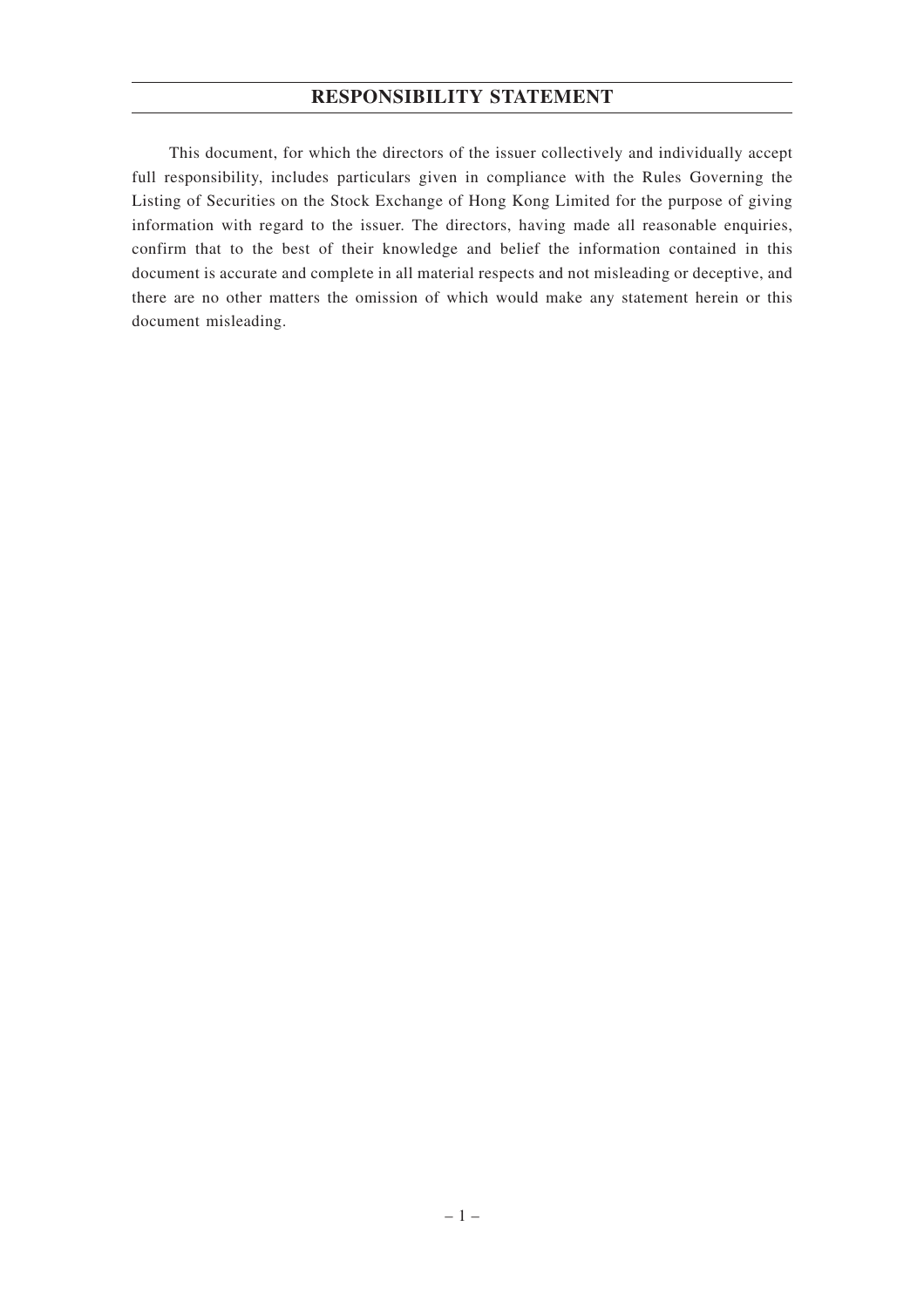# RESPONSIBILITY STATEMENT

This document, for which the directors of the issuer collectively and individually accept full responsibility, includes particulars given in compliance with the Rules Governing the Listing of Securities on the Stock Exchange of Hong Kong Limited for the purpose of giving information with regard to the issuer. The directors, having made all reasonable enquiries, confirm that to the best of their knowledge and belief the information contained in this document is accurate and complete in all material respects and not misleading or deceptive, and there are no other matters the omission of which would make any statement herein or this document misleading.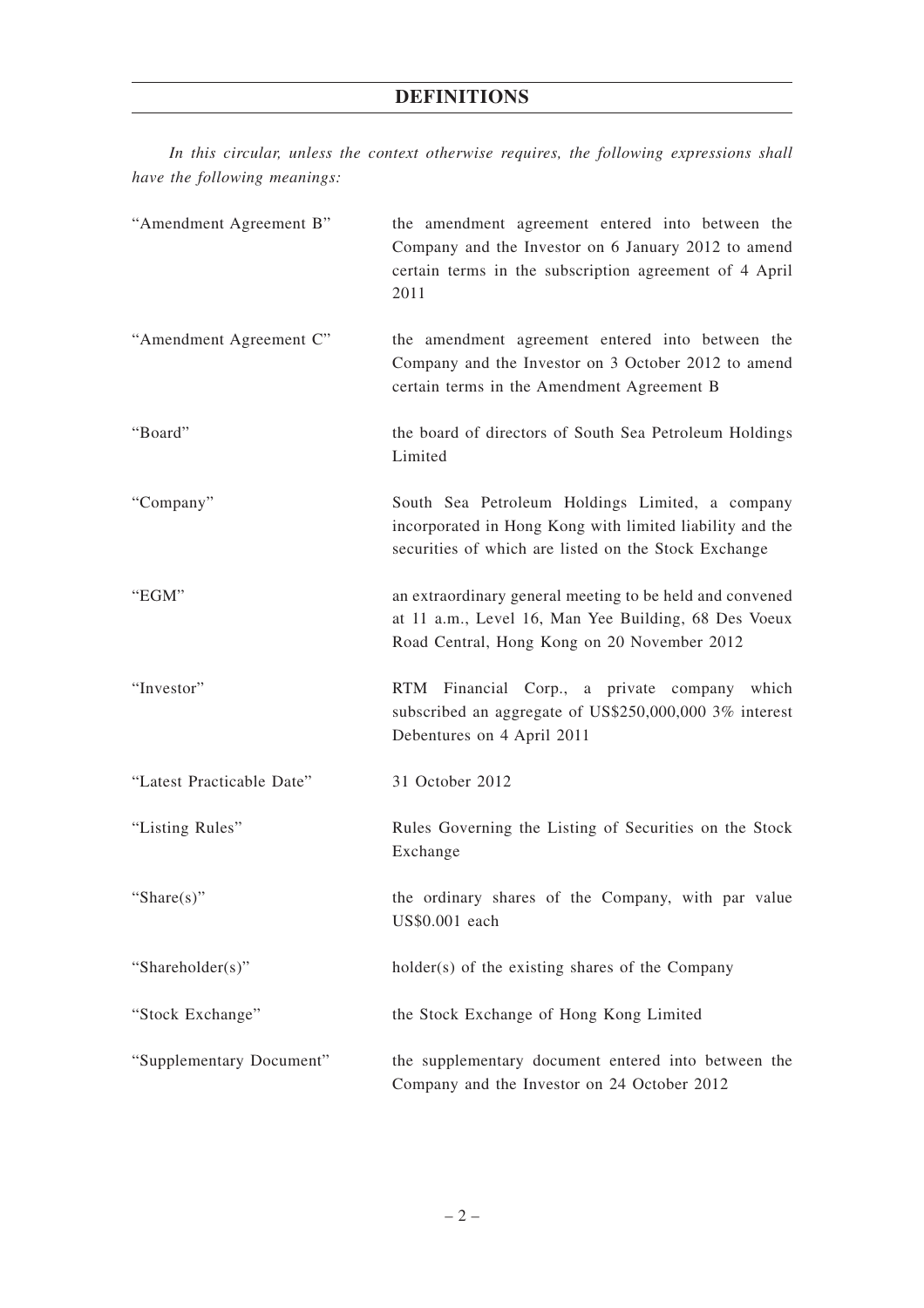# DEFINITIONS

*In this circular, unless the context otherwise requires, the following expressions shall have the following meanings:*

| | |
|---|---|
| "Amendment Agreement B" | the amendment agreement entered into between the Company and the Investor on 6 January 2012 to amend certain terms in the subscription agreement of 4 April 2011 |
| "Amendment Agreement C" | the amendment agreement entered into between the Company and the Investor on 3 October 2012 to amend certain terms in the Amendment Agreement B |
| "Board" | the board of directors of South Sea Petroleum Holdings Limited |
| "Company" | South Sea Petroleum Holdings Limited, a company incorporated in Hong Kong with limited liability and the securities of which are listed on the Stock Exchange |
| "EGM" | an extraordinary general meeting to be held and convened at 11 a.m., Level 16, Man Yee Building, 68 Des Voeux Road Central, Hong Kong on 20 November 2012 |
| "Investor" | RTM Financial Corp., a private company which subscribed an aggregate of US$250,000,000 3% interest Debentures on 4 April 2011 |
| "Latest Practicable Date" | 31 October 2012 |
| "Listing Rules" | Rules Governing the Listing of Securities on the Stock Exchange |
| "Share(s)" | the ordinary shares of the Company, with par value US$0.001 each |
| "Shareholder(s)" | holder(s) of the existing shares of the Company |
| "Stock Exchange" | the Stock Exchange of Hong Kong Limited |
| "Supplementary Document" | the supplementary document entered into between the Company and the Investor on 24 October 2012 |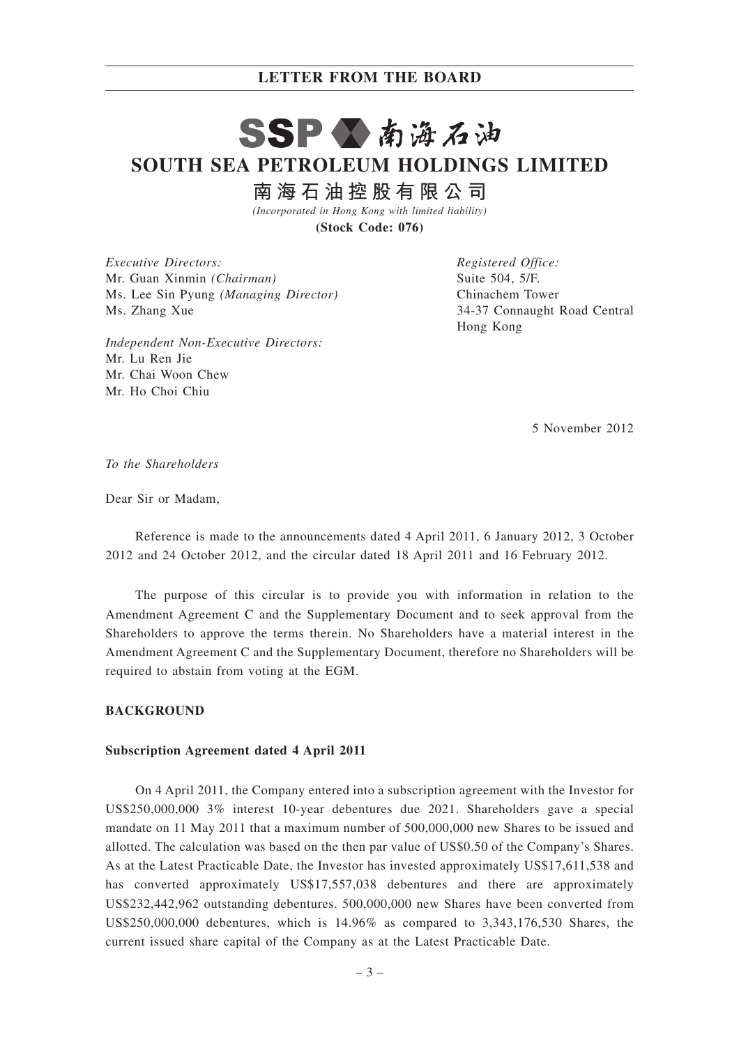# LETTER FROM THE BOARD

**SSP 南海石油**

# SOUTH SEA PETROLEUM HOLDINGS LIMITED

## 南海石油控股有限公司

*(Incorporated in Hong Kong with limited liability)*

**(Stock Code: 076)**

*Executive Directors:*
Mr. Guan Xinmin *(Chairman)*
Ms. Lee Sin Pyung *(Managing Director)*
Ms. Zhang Xue

*Independent Non-Executive Directors:*
Mr. Lu Ren Jie
Mr. Chai Woon Chew
Mr. Ho Choi Chiu

*Registered Office:*
Suite 504, 5/F.
Chinachem Tower
34-37 Connaught Road Central
Hong Kong

5 November 2012

*To the Shareholders*

Dear Sir or Madam,

Reference is made to the announcements dated 4 April 2011, 6 January 2012, 3 October 2012 and 24 October 2012, and the circular dated 18 April 2011 and 16 February 2012.

The purpose of this circular is to provide you with information in relation to the Amendment Agreement C and the Supplementary Document and to seek approval from the Shareholders to approve the terms therein. No Shareholders have a material interest in the Amendment Agreement C and the Supplementary Document, therefore no Shareholders will be required to abstain from voting at the EGM.

**BACKGROUND**

**Subscription Agreement dated 4 April 2011**

On 4 April 2011, the Company entered into a subscription agreement with the Investor for US$250,000,000 3% interest 10-year debentures due 2021. Shareholders gave a special mandate on 11 May 2011 that a maximum number of 500,000,000 new Shares to be issued and allotted. The calculation was based on the then par value of US$0.50 of the Company's Shares. As at the Latest Practicable Date, the Investor has invested approximately US$17,611,538 and has converted approximately US$17,557,038 debentures and there are approximately US$232,442,962 outstanding debentures. 500,000,000 new Shares have been converted from US$250,000,000 debentures, which is 14.96% as compared to 3,343,176,530 Shares, the current issued share capital of the Company as at the Latest Practicable Date.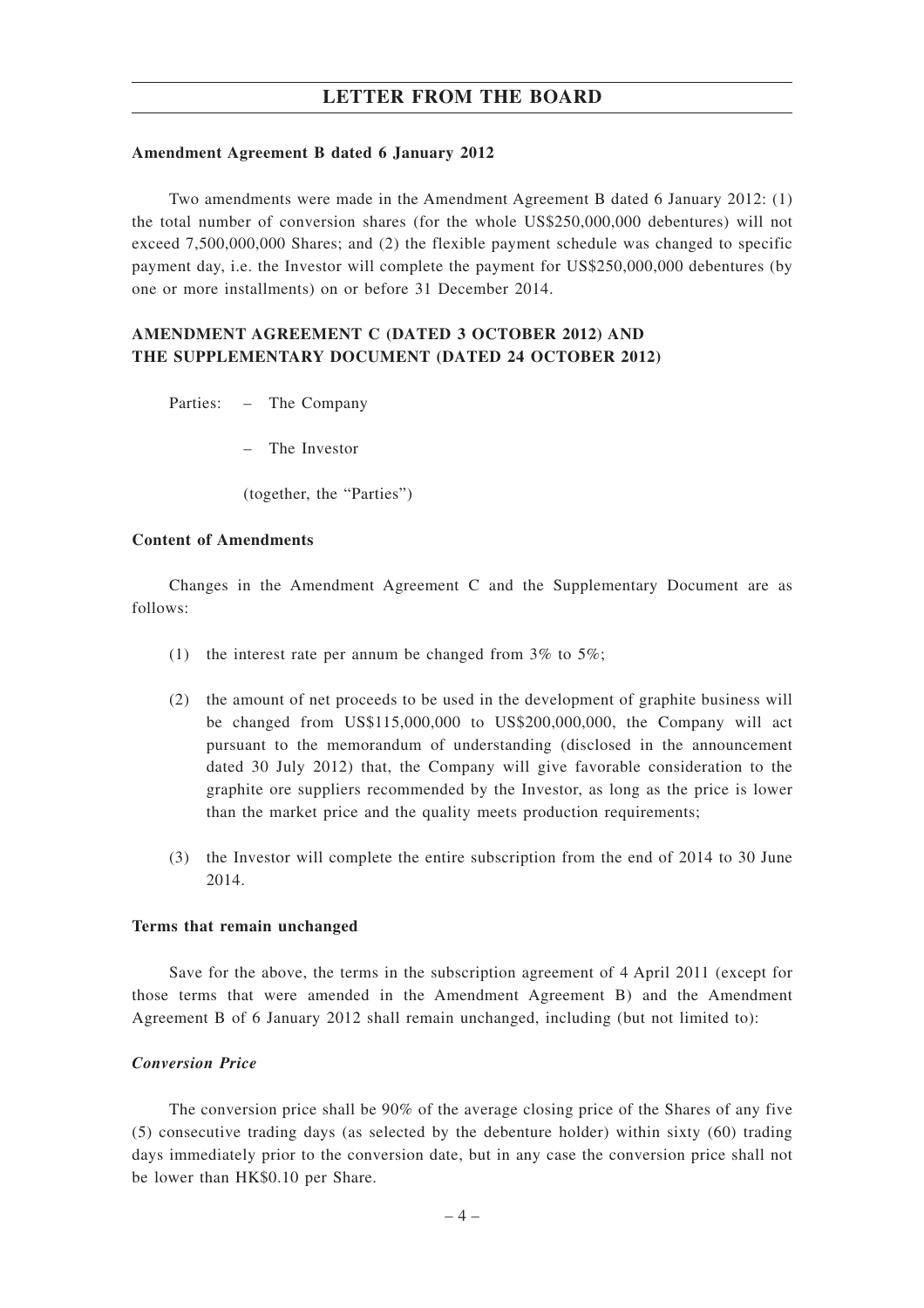**Amendment Agreement B dated 6 January 2012**

Two amendments were made in the Amendment Agreement B dated 6 January 2012: (1) the total number of conversion shares (for the whole US$250,000,000 debentures) will not exceed 7,500,000,000 Shares; and (2) the flexible payment schedule was changed to specific payment day, i.e. the Investor will complete the payment for US$250,000,000 debentures (by one or more installments) on or before 31 December 2014.

## AMENDMENT AGREEMENT C (DATED 3 OCTOBER 2012) AND THE SUPPLEMENTARY DOCUMENT (DATED 24 OCTOBER 2012)

Parties:
- The Company
- The Investor

(together, the "Parties")

**Content of Amendments**

Changes in the Amendment Agreement C and the Supplementary Document are as follows:

(1) the interest rate per annum be changed from 3% to 5%;

(2) the amount of net proceeds to be used in the development of graphite business will be changed from US$115,000,000 to US$200,000,000, the Company will act pursuant to the memorandum of understanding (disclosed in the announcement dated 30 July 2012) that, the Company will give favorable consideration to the graphite ore suppliers recommended by the Investor, as long as the price is lower than the market price and the quality meets production requirements;

(3) the Investor will complete the entire subscription from the end of 2014 to 30 June 2014.

**Terms that remain unchanged**

Save for the above, the terms in the subscription agreement of 4 April 2011 (except for those terms that were amended in the Amendment Agreement B) and the Amendment Agreement B of 6 January 2012 shall remain unchanged, including (but not limited to):

***Conversion Price***

The conversion price shall be 90% of the average closing price of the Shares of any five (5) consecutive trading days (as selected by the debenture holder) within sixty (60) trading days immediately prior to the conversion date, but in any case the conversion price shall not be lower than HK$0.10 per Share.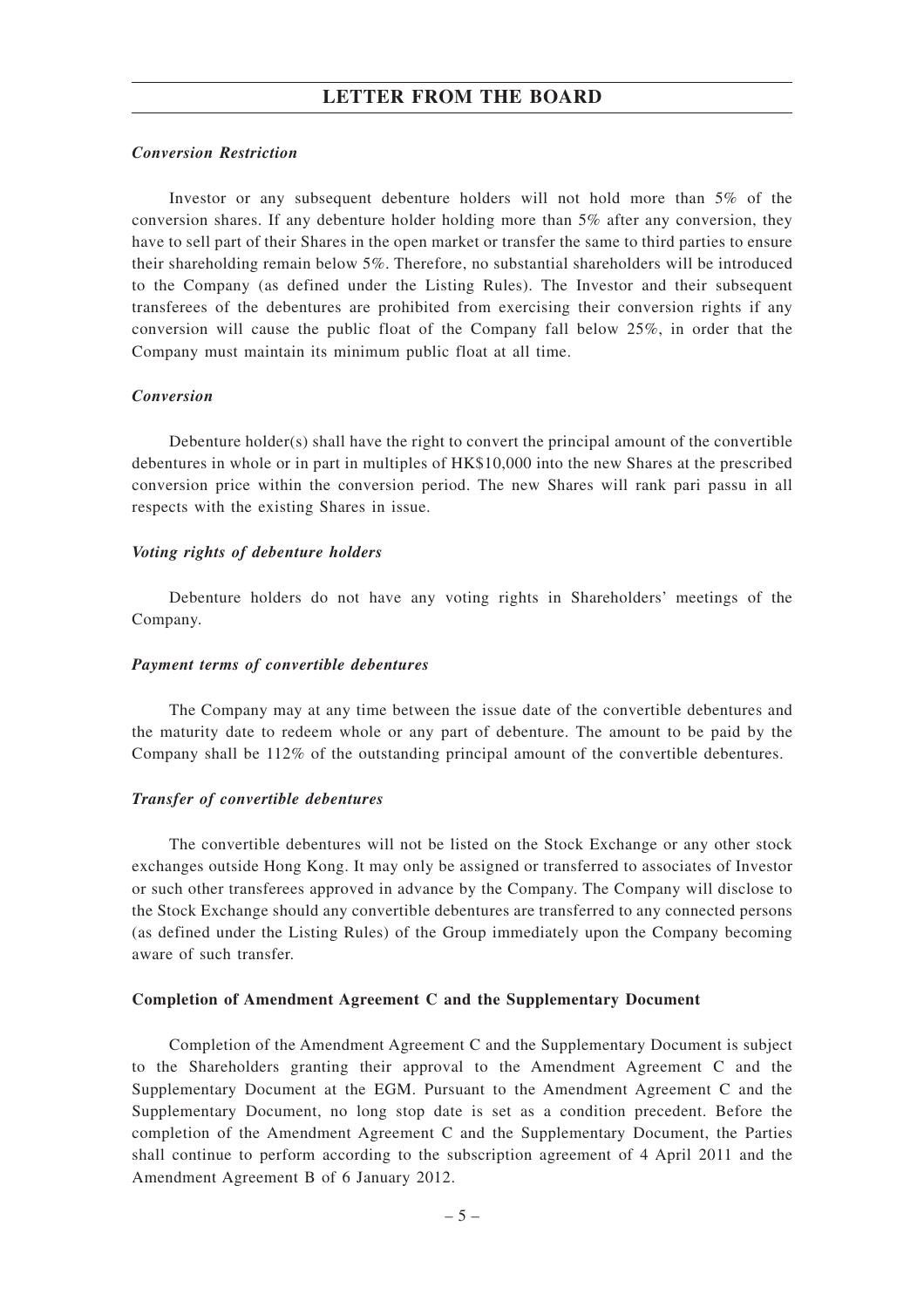*Conversion Restriction*

Investor or any subsequent debenture holders will not hold more than 5% of the conversion shares. If any debenture holder holding more than 5% after any conversion, they have to sell part of their Shares in the open market or transfer the same to third parties to ensure their shareholding remain below 5%. Therefore, no substantial shareholders will be introduced to the Company (as defined under the Listing Rules). The Investor and their subsequent transferees of the debentures are prohibited from exercising their conversion rights if any conversion will cause the public float of the Company fall below 25%, in order that the Company must maintain its minimum public float at all time.

*Conversion*

Debenture holder(s) shall have the right to convert the principal amount of the convertible debentures in whole or in part in multiples of HK$10,000 into the new Shares at the prescribed conversion price within the conversion period. The new Shares will rank pari passu in all respects with the existing Shares in issue.

*Voting rights of debenture holders*

Debenture holders do not have any voting rights in Shareholders' meetings of the Company.

*Payment terms of convertible debentures*

The Company may at any time between the issue date of the convertible debentures and the maturity date to redeem whole or any part of debenture. The amount to be paid by the Company shall be 112% of the outstanding principal amount of the convertible debentures.

*Transfer of convertible debentures*

The convertible debentures will not be listed on the Stock Exchange or any other stock exchanges outside Hong Kong. It may only be assigned or transferred to associates of Investor or such other transferees approved in advance by the Company. The Company will disclose to the Stock Exchange should any convertible debentures are transferred to any connected persons (as defined under the Listing Rules) of the Group immediately upon the Company becoming aware of such transfer.

**Completion of Amendment Agreement C and the Supplementary Document**

Completion of the Amendment Agreement C and the Supplementary Document is subject to the Shareholders granting their approval to the Amendment Agreement C and the Supplementary Document at the EGM. Pursuant to the Amendment Agreement C and the Supplementary Document, no long stop date is set as a condition precedent. Before the completion of the Amendment Agreement C and the Supplementary Document, the Parties shall continue to perform according to the subscription agreement of 4 April 2011 and the Amendment Agreement B of 6 January 2012.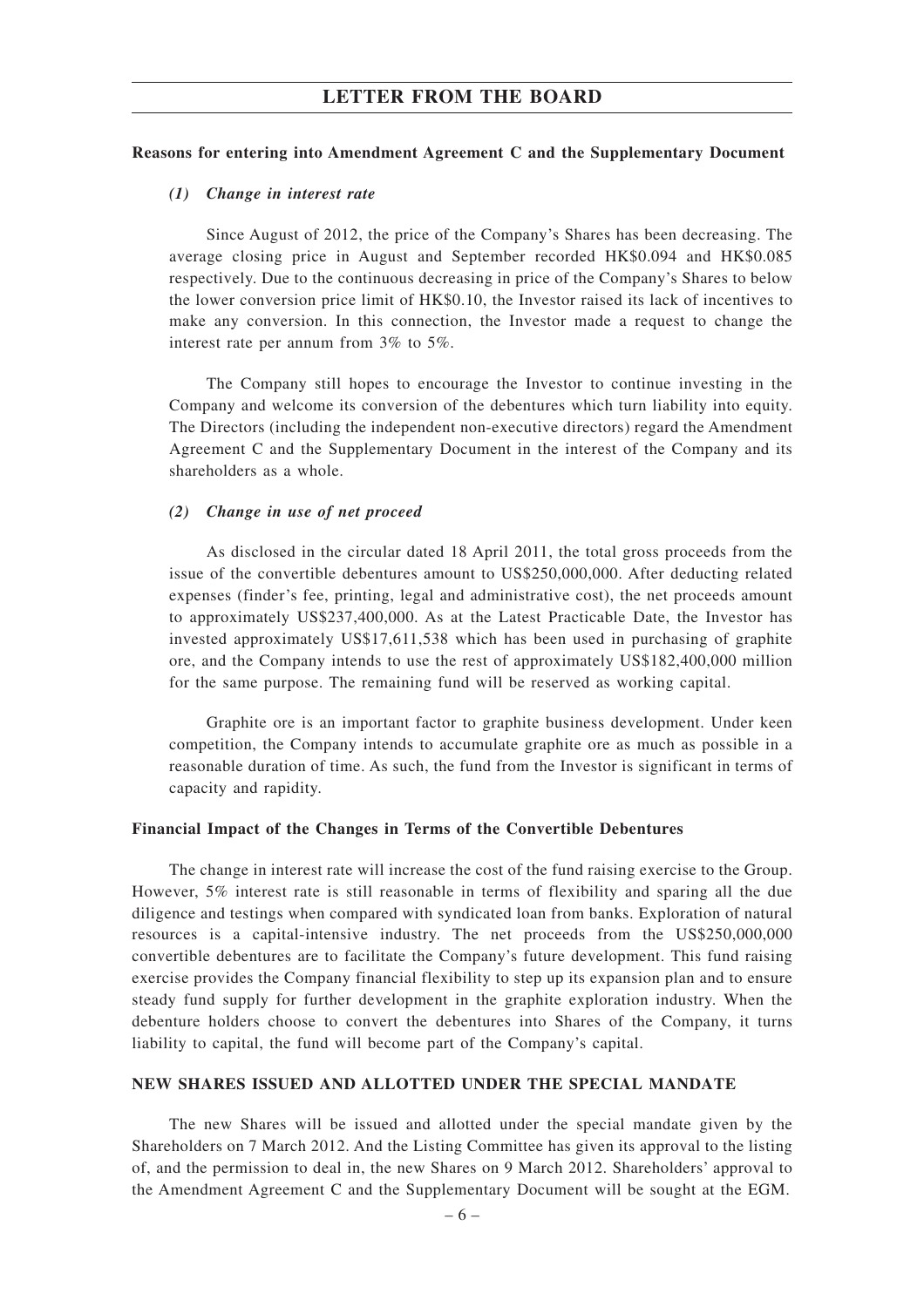**Reasons for entering into Amendment Agreement C and the Supplementary Document**

***(1) Change in interest rate***

Since August of 2012, the price of the Company's Shares has been decreasing. The average closing price in August and September recorded HK$0.094 and HK$0.085 respectively. Due to the continuous decreasing in price of the Company's Shares to below the lower conversion price limit of HK$0.10, the Investor raised its lack of incentives to make any conversion. In this connection, the Investor made a request to change the interest rate per annum from 3% to 5%.

The Company still hopes to encourage the Investor to continue investing in the Company and welcome its conversion of the debentures which turn liability into equity. The Directors (including the independent non-executive directors) regard the Amendment Agreement C and the Supplementary Document in the interest of the Company and its shareholders as a whole.

***(2) Change in use of net proceed***

As disclosed in the circular dated 18 April 2011, the total gross proceeds from the issue of the convertible debentures amount to US$250,000,000. After deducting related expenses (finder's fee, printing, legal and administrative cost), the net proceeds amount to approximately US$237,400,000. As at the Latest Practicable Date, the Investor has invested approximately US$17,611,538 which has been used in purchasing of graphite ore, and the Company intends to use the rest of approximately US$182,400,000 million for the same purpose. The remaining fund will be reserved as working capital.

Graphite ore is an important factor to graphite business development. Under keen competition, the Company intends to accumulate graphite ore as much as possible in a reasonable duration of time. As such, the fund from the Investor is significant in terms of capacity and rapidity.

**Financial Impact of the Changes in Terms of the Convertible Debentures**

The change in interest rate will increase the cost of the fund raising exercise to the Group. However, 5% interest rate is still reasonable in terms of flexibility and sparing all the due diligence and testings when compared with syndicated loan from banks. Exploration of natural resources is a capital-intensive industry. The net proceeds from the US$250,000,000 convertible debentures are to facilitate the Company's future development. This fund raising exercise provides the Company financial flexibility to step up its expansion plan and to ensure steady fund supply for further development in the graphite exploration industry. When the debenture holders choose to convert the debentures into Shares of the Company, it turns liability to capital, the fund will become part of the Company's capital.

**NEW SHARES ISSUED AND ALLOTTED UNDER THE SPECIAL MANDATE**

The new Shares will be issued and allotted under the special mandate given by the Shareholders on 7 March 2012. And the Listing Committee has given its approval to the listing of, and the permission to deal in, the new Shares on 9 March 2012. Shareholders' approval to the Amendment Agreement C and the Supplementary Document will be sought at the EGM.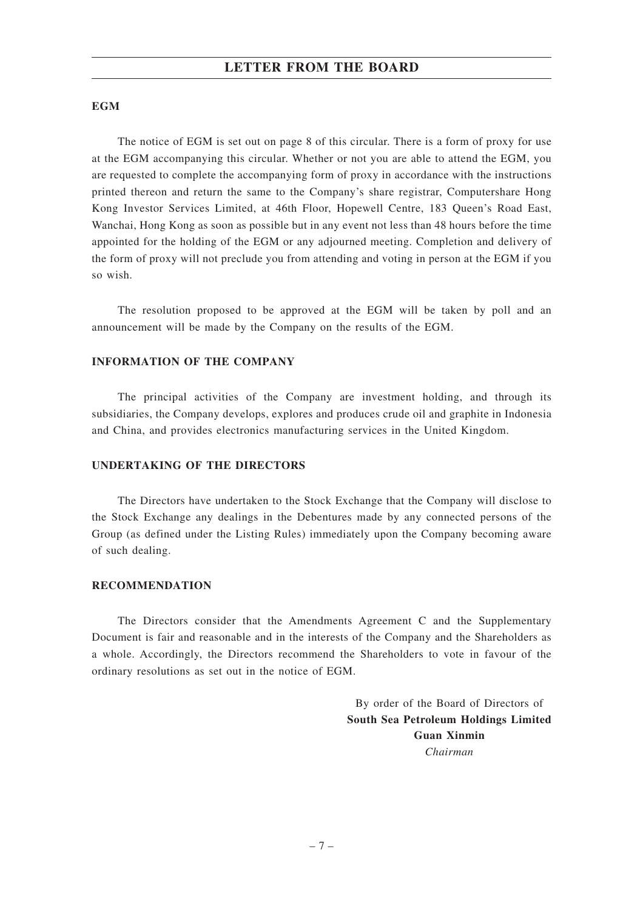## LETTER FROM THE BOARD

### EGM

The notice of EGM is set out on page 8 of this circular. There is a form of proxy for use at the EGM accompanying this circular. Whether or not you are able to attend the EGM, you are requested to complete the accompanying form of proxy in accordance with the instructions printed thereon and return the same to the Company's share registrar, Computershare Hong Kong Investor Services Limited, at 46th Floor, Hopewell Centre, 183 Queen's Road East, Wanchai, Hong Kong as soon as possible but in any event not less than 48 hours before the time appointed for the holding of the EGM or any adjourned meeting. Completion and delivery of the form of proxy will not preclude you from attending and voting in person at the EGM if you so wish.

The resolution proposed to be approved at the EGM will be taken by poll and an announcement will be made by the Company on the results of the EGM.

### INFORMATION OF THE COMPANY

The principal activities of the Company are investment holding, and through its subsidiaries, the Company develops, explores and produces crude oil and graphite in Indonesia and China, and provides electronics manufacturing services in the United Kingdom.

### UNDERTAKING OF THE DIRECTORS

The Directors have undertaken to the Stock Exchange that the Company will disclose to the Stock Exchange any dealings in the Debentures made by any connected persons of the Group (as defined under the Listing Rules) immediately upon the Company becoming aware of such dealing.

### RECOMMENDATION

The Directors consider that the Amendments Agreement C and the Supplementary Document is fair and reasonable and in the interests of the Company and the Shareholders as a whole. Accordingly, the Directors recommend the Shareholders to vote in favour of the ordinary resolutions as set out in the notice of EGM.

By order of the Board of Directors of
**South Sea Petroleum Holdings Limited**
**Guan Xinmin**
*Chairman*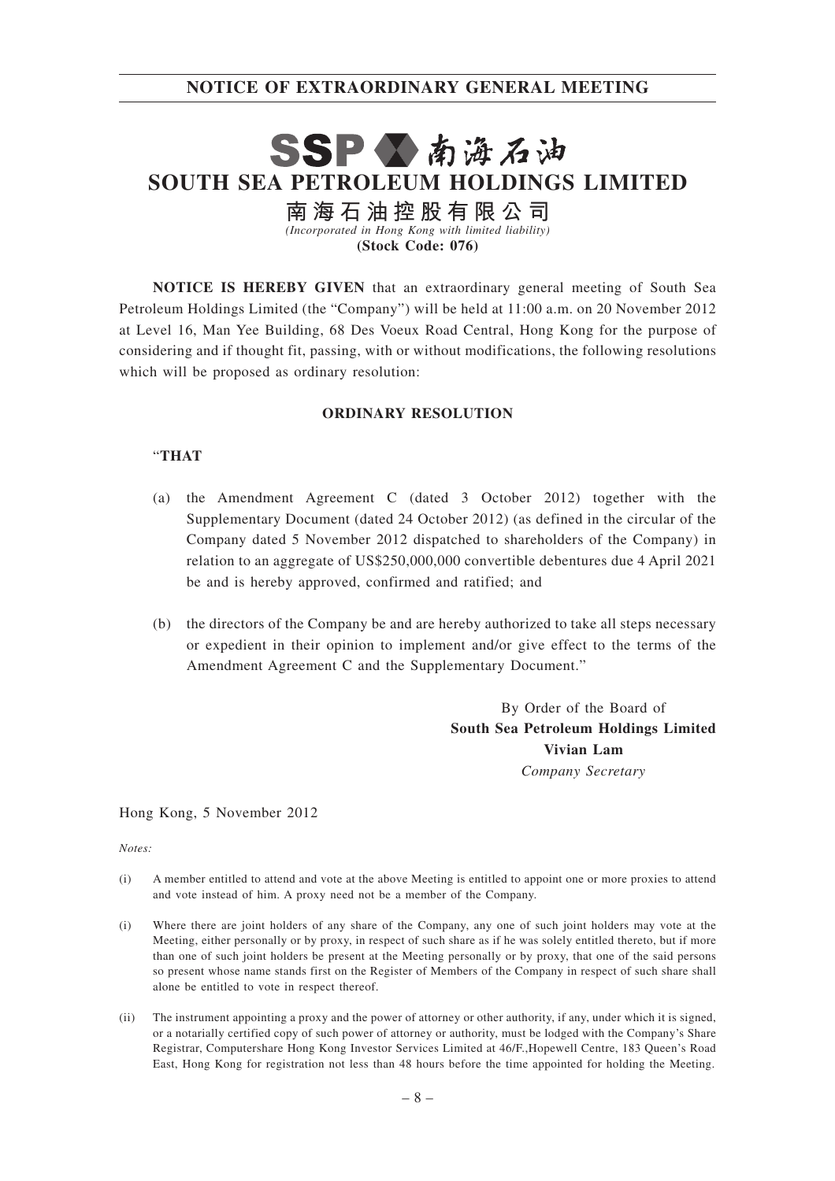# NOTICE OF EXTRAORDINARY GENERAL MEETING

SSP 南海石油

# SOUTH SEA PETROLEUM HOLDINGS LIMITED

## 南海石油控股有限公司

*(Incorporated in Hong Kong with limited liability)*

**(Stock Code: 076)**

**NOTICE IS HEREBY GIVEN** that an extraordinary general meeting of South Sea Petroleum Holdings Limited (the "Company") will be held at 11:00 a.m. on 20 November 2012 at Level 16, Man Yee Building, 68 Des Voeux Road Central, Hong Kong for the purpose of considering and if thought fit, passing, with or without modifications, the following resolutions which will be proposed as ordinary resolution:

**ORDINARY RESOLUTION**

"**THAT**

(a) the Amendment Agreement C (dated 3 October 2012) together with the Supplementary Document (dated 24 October 2012) (as defined in the circular of the Company dated 5 November 2012 dispatched to shareholders of the Company) in relation to an aggregate of US$250,000,000 convertible debentures due 4 April 2021 be and is hereby approved, confirmed and ratified; and

(b) the directors of the Company be and are hereby authorized to take all steps necessary or expedient in their opinion to implement and/or give effect to the terms of the Amendment Agreement C and the Supplementary Document."

By Order of the Board of
**South Sea Petroleum Holdings Limited**
**Vivian Lam**
*Company Secretary*

Hong Kong, 5 November 2012

*Notes:*

(i) A member entitled to attend and vote at the above Meeting is entitled to appoint one or more proxies to attend and vote instead of him. A proxy need not be a member of the Company.

(i) Where there are joint holders of any share of the Company, any one of such joint holders may vote at the Meeting, either personally or by proxy, in respect of such share as if he was solely entitled thereto, but if more than one of such joint holders be present at the Meeting personally or by proxy, that one of the said persons so present whose name stands first on the Register of Members of the Company in respect of such share shall alone be entitled to vote in respect thereof.

(ii) The instrument appointing a proxy and the power of attorney or other authority, if any, under which it is signed, or a notarially certified copy of such power of attorney or authority, must be lodged with the Company's Share Registrar, Computershare Hong Kong Investor Services Limited at 46/F.,Hopewell Centre, 183 Queen's Road East, Hong Kong for registration not less than 48 hours before the time appointed for holding the Meeting.